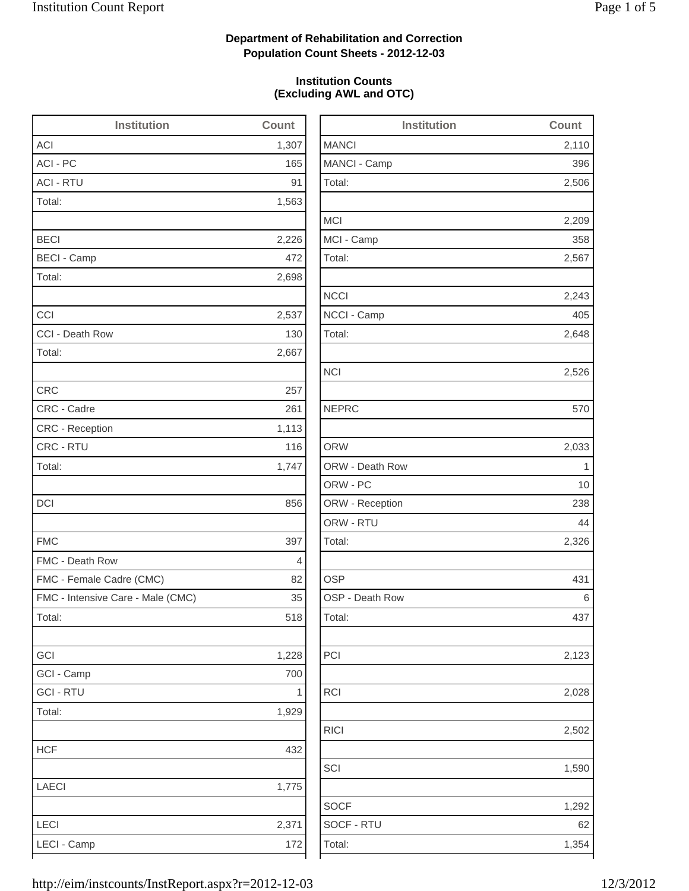**Department of Rehabilitation and Correction**
**Population Count Sheets - 2012-12-03**

**Institution Counts**
**(Excluding AWL and OTC)**

| Institution | Count |
|---|---|
| ACI | 1,307 |
| ACI - PC | 165 |
| ACI - RTU | 91 |
| Total: | 1,563 |
| | |
| BECI | 2,226 |
| BECI - Camp | 472 |
| Total: | 2,698 |
| | |
| CCI | 2,537 |
| CCI - Death Row | 130 |
| Total: | 2,667 |
| | |
| CRC | 257 |
| CRC - Cadre | 261 |
| CRC - Reception | 1,113 |
| CRC - RTU | 116 |
| Total: | 1,747 |
| | |
| DCI | 856 |
| | |
| FMC | 397 |
| FMC - Death Row | 4 |
| FMC - Female Cadre (CMC) | 82 |
| FMC - Intensive Care - Male (CMC) | 35 |
| Total: | 518 |
| | |
| GCI | 1,228 |
| GCI - Camp | 700 |
| GCI - RTU | 1 |
| Total: | 1,929 |
| | |
| HCF | 432 |
| | |
| LAECI | 1,775 |
| | |
| LECI | 2,371 |
| LECI - Camp | 172 |

| Institution | Count |
|---|---|
| MANCI | 2,110 |
| MANCI - Camp | 396 |
| Total: | 2,506 |
| | |
| MCI | 2,209 |
| MCI - Camp | 358 |
| Total: | 2,567 |
| | |
| NCCI | 2,243 |
| NCCI - Camp | 405 |
| Total: | 2,648 |
| | |
| NCI | 2,526 |
| | |
| NEPRC | 570 |
| | |
| ORW | 2,033 |
| ORW - Death Row | 1 |
| ORW - PC | 10 |
| ORW - Reception | 238 |
| ORW - RTU | 44 |
| Total: | 2,326 |
| | |
| OSP | 431 |
| OSP - Death Row | 6 |
| Total: | 437 |
| | |
| PCI | 2,123 |
| | |
| RCI | 2,028 |
| | |
| RICI | 2,502 |
| | |
| SCI | 1,590 |
| | |
| SOCF | 1,292 |
| SOCF - RTU | 62 |
| Total: | 1,354 |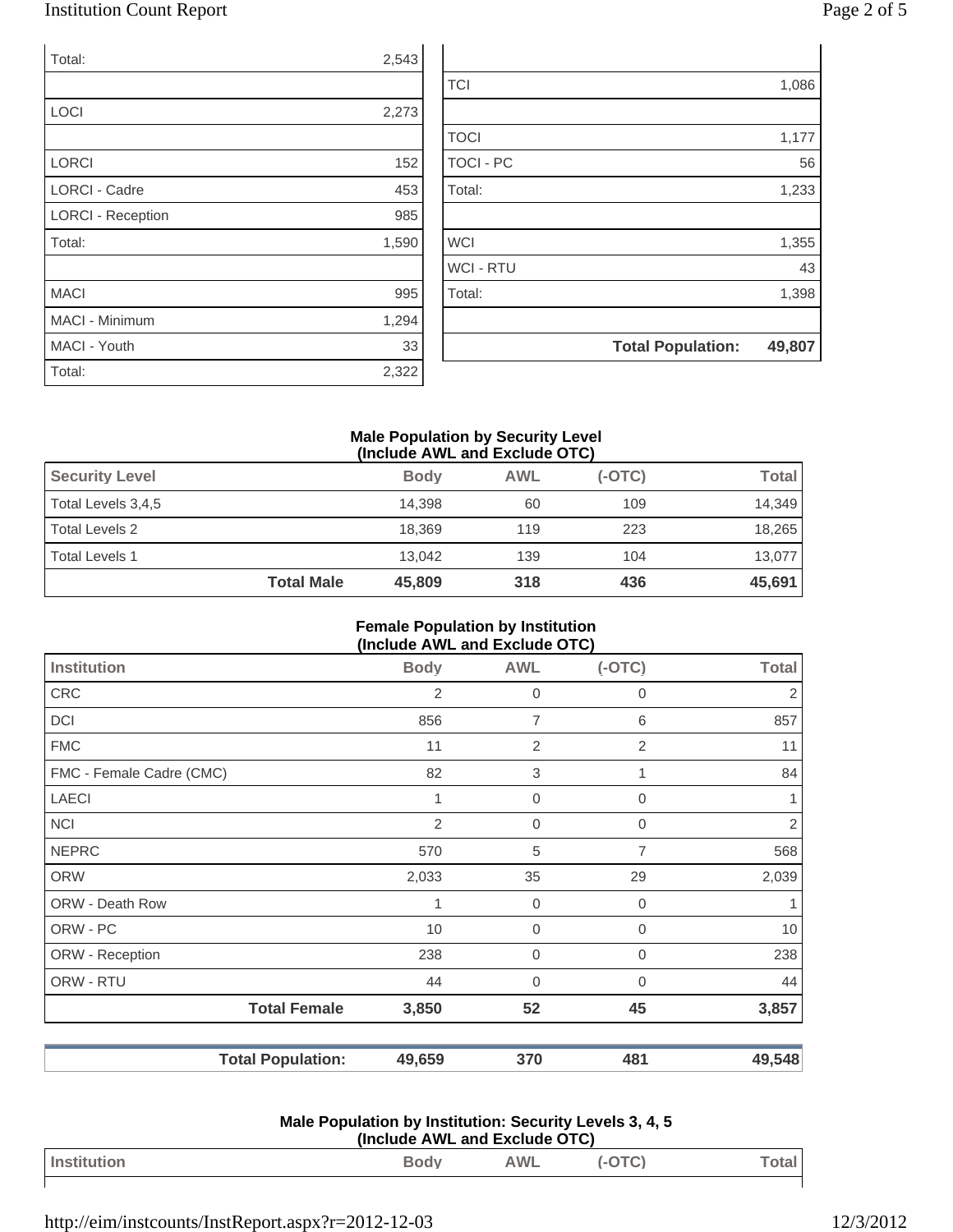| | |
|---|---|
| Total: | 2,543 |
| | |
| LOCI | 2,273 |
| | |
| LORCI | 152 |
| LORCI - Cadre | 453 |
| LORCI - Reception | 985 |
| Total: | 1,590 |
| | |
| MACI | 995 |
| MACI - Minimum | 1,294 |
| MACI - Youth | 33 |
| Total: | 2,322 |

| | |
|---|---|
| | |
| TCI | 1,086 |
| | |
| TOCI | 1,177 |
| TOCI - PC | 56 |
| Total: | 1,233 |
| | |
| WCI | 1,355 |
| WCI - RTU | 43 |
| Total: | 1,398 |
| | |
| **Total Population:** | **49,807** |

**Male Population by Security Level**
**(Include AWL and Exclude OTC)**

| Security Level | Body | AWL | (-OTC) | Total |
|---|---|---|---|---|
| Total Levels 3,4,5 | 14,398 | 60 | 109 | 14,349 |
| Total Levels 2 | 18,369 | 119 | 223 | 18,265 |
| Total Levels 1 | 13,042 | 139 | 104 | 13,077 |
| **Total Male** | **45,809** | **318** | **436** | **45,691** |

**Female Population by Institution**
**(Include AWL and Exclude OTC)**

| Institution | Body | AWL | (-OTC) | Total |
|---|---|---|---|---|
| CRC | 2 | 0 | 0 | 2 |
| DCI | 856 | 7 | 6 | 857 |
| FMC | 11 | 2 | 2 | 11 |
| FMC - Female Cadre (CMC) | 82 | 3 | 1 | 84 |
| LAECI | 1 | 0 | 0 | 1 |
| NCI | 2 | 0 | 0 | 2 |
| NEPRC | 570 | 5 | 7 | 568 |
| ORW | 2,033 | 35 | 29 | 2,039 |
| ORW - Death Row | 1 | 0 | 0 | 1 |
| ORW - PC | 10 | 0 | 0 | 10 |
| ORW - Reception | 238 | 0 | 0 | 238 |
| ORW - RTU | 44 | 0 | 0 | 44 |
| **Total Female** | **3,850** | **52** | **45** | **3,857** |

| | | | | |
|---|---|---|---|---|
| **Total Population:** | **49,659** | **370** | **481** | **49,548** |

**Male Population by Institution: Security Levels 3, 4, 5**
**(Include AWL and Exclude OTC)**

| Institution | Body | AWL | (-OTC) | Total |
|---|---|---|---|---|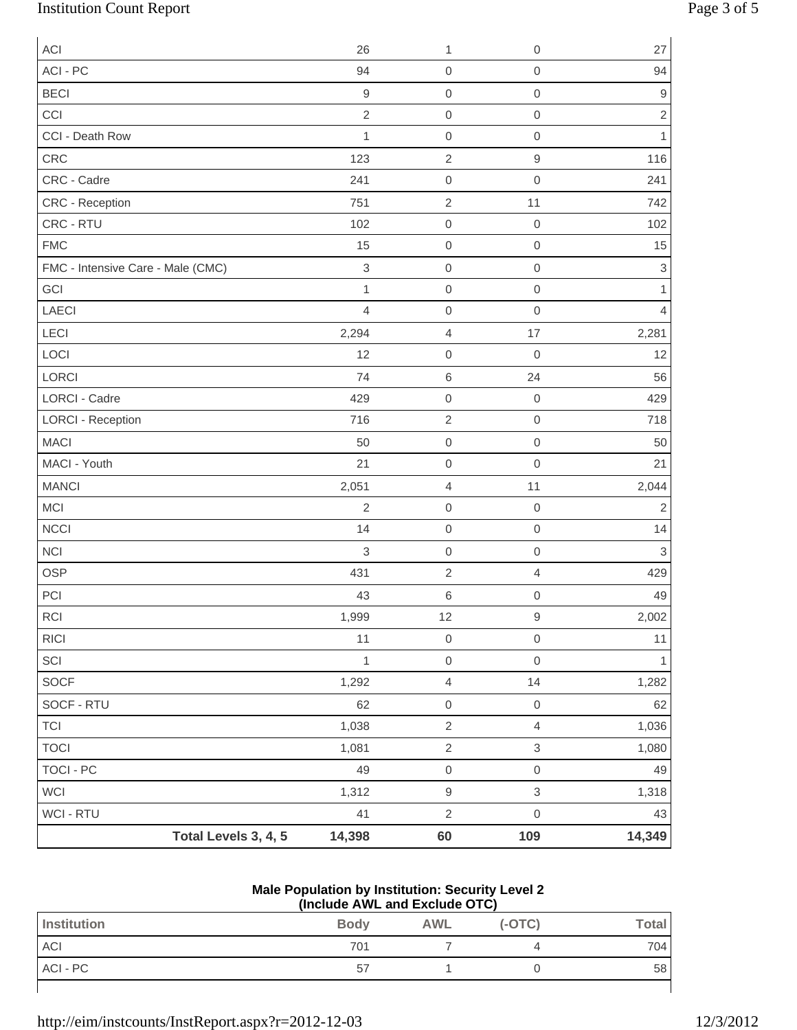| | | | |
|---|---|---|---|
| ACI | 26 | 1 | 0 | 27 |
| ACI - PC | 94 | 0 | 0 | 94 |
| BECI | 9 | 0 | 0 | 9 |
| CCI | 2 | 0 | 0 | 2 |
| CCI - Death Row | 1 | 0 | 0 | 1 |
| CRC | 123 | 2 | 9 | 116 |
| CRC - Cadre | 241 | 0 | 0 | 241 |
| CRC - Reception | 751 | 2 | 11 | 742 |
| CRC - RTU | 102 | 0 | 0 | 102 |
| FMC | 15 | 0 | 0 | 15 |
| FMC - Intensive Care - Male (CMC) | 3 | 0 | 0 | 3 |
| GCI | 1 | 0 | 0 | 1 |
| LAECI | 4 | 0 | 0 | 4 |
| LECI | 2,294 | 4 | 17 | 2,281 |
| LOCI | 12 | 0 | 0 | 12 |
| LORCI | 74 | 6 | 24 | 56 |
| LORCI - Cadre | 429 | 0 | 0 | 429 |
| LORCI - Reception | 716 | 2 | 0 | 718 |
| MACI | 50 | 0 | 0 | 50 |
| MACI - Youth | 21 | 0 | 0 | 21 |
| MANCI | 2,051 | 4 | 11 | 2,044 |
| MCI | 2 | 0 | 0 | 2 |
| NCCI | 14 | 0 | 0 | 14 |
| NCI | 3 | 0 | 0 | 3 |
| OSP | 431 | 2 | 4 | 429 |
| PCI | 43 | 6 | 0 | 49 |
| RCI | 1,999 | 12 | 9 | 2,002 |
| RICI | 11 | 0 | 0 | 11 |
| SCI | 1 | 0 | 0 | 1 |
| SOCF | 1,292 | 4 | 14 | 1,282 |
| SOCF - RTU | 62 | 0 | 0 | 62 |
| TCI | 1,038 | 2 | 4 | 1,036 |
| TOCI | 1,081 | 2 | 3 | 1,080 |
| TOCI - PC | 49 | 0 | 0 | 49 |
| WCI | 1,312 | 9 | 3 | 1,318 |
| WCI - RTU | 41 | 2 | 0 | 43 |
| **Total Levels 3, 4, 5** | **14,398** | **60** | **109** | **14,349** |

**Male Population by Institution: Security Level 2**
**(Include AWL and Exclude OTC)**

| Institution | Body | AWL | (-OTC) | Total |
|---|---|---|---|---|
| ACI | 701 | 7 | 4 | 704 |
| ACI - PC | 57 | 1 | 0 | 58 |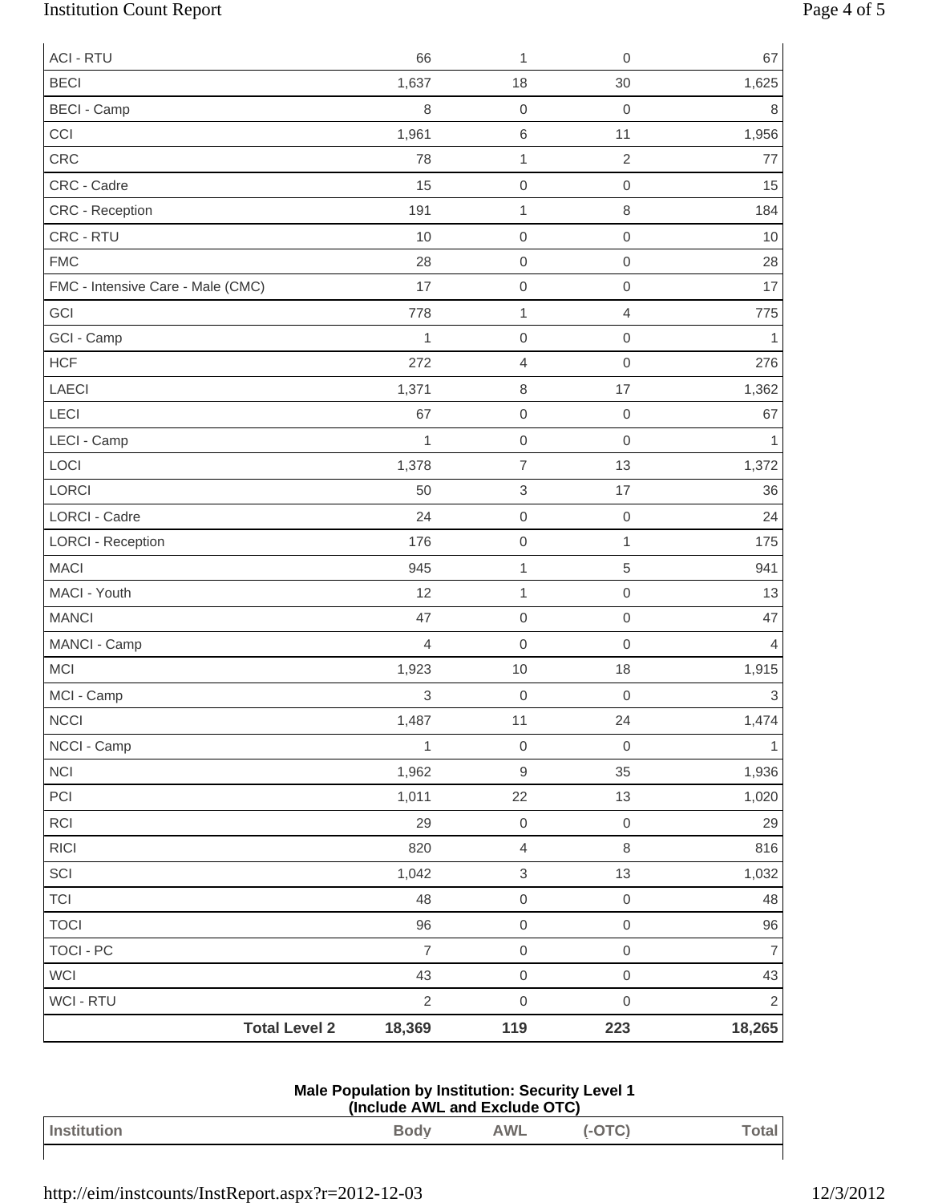| | Body | AWL | (-OTC) | Total |
|---|---|---|---|---|
| ACI - RTU | 66 | 1 | 0 | 67 |
| BECI | 1,637 | 18 | 30 | 1,625 |
| BECI - Camp | 8 | 0 | 0 | 8 |
| CCI | 1,961 | 6 | 11 | 1,956 |
| CRC | 78 | 1 | 2 | 77 |
| CRC - Cadre | 15 | 0 | 0 | 15 |
| CRC - Reception | 191 | 1 | 8 | 184 |
| CRC - RTU | 10 | 0 | 0 | 10 |
| FMC | 28 | 0 | 0 | 28 |
| FMC - Intensive Care - Male (CMC) | 17 | 0 | 0 | 17 |
| GCI | 778 | 1 | 4 | 775 |
| GCI - Camp | 1 | 0 | 0 | 1 |
| HCF | 272 | 4 | 0 | 276 |
| LAECI | 1,371 | 8 | 17 | 1,362 |
| LECI | 67 | 0 | 0 | 67 |
| LECI - Camp | 1 | 0 | 0 | 1 |
| LOCI | 1,378 | 7 | 13 | 1,372 |
| LORCI | 50 | 3 | 17 | 36 |
| LORCI - Cadre | 24 | 0 | 0 | 24 |
| LORCI - Reception | 176 | 0 | 1 | 175 |
| MACI | 945 | 1 | 5 | 941 |
| MACI - Youth | 12 | 1 | 0 | 13 |
| MANCI | 47 | 0 | 0 | 47 |
| MANCI - Camp | 4 | 0 | 0 | 4 |
| MCI | 1,923 | 10 | 18 | 1,915 |
| MCI - Camp | 3 | 0 | 0 | 3 |
| NCCI | 1,487 | 11 | 24 | 1,474 |
| NCCI - Camp | 1 | 0 | 0 | 1 |
| NCI | 1,962 | 9 | 35 | 1,936 |
| PCI | 1,011 | 22 | 13 | 1,020 |
| RCI | 29 | 0 | 0 | 29 |
| RICI | 820 | 4 | 8 | 816 |
| SCI | 1,042 | 3 | 13 | 1,032 |
| TCI | 48 | 0 | 0 | 48 |
| TOCI | 96 | 0 | 0 | 96 |
| TOCI - PC | 7 | 0 | 0 | 7 |
| WCI | 43 | 0 | 0 | 43 |
| WCI - RTU | 2 | 0 | 0 | 2 |
| **Total Level 2** | **18,369** | **119** | **223** | **18,265** |

**Male Population by Institution: Security Level 1**
**(Include AWL and Exclude OTC)**

| Institution | Body | AWL | (-OTC) | Total |
|---|---|---|---|---|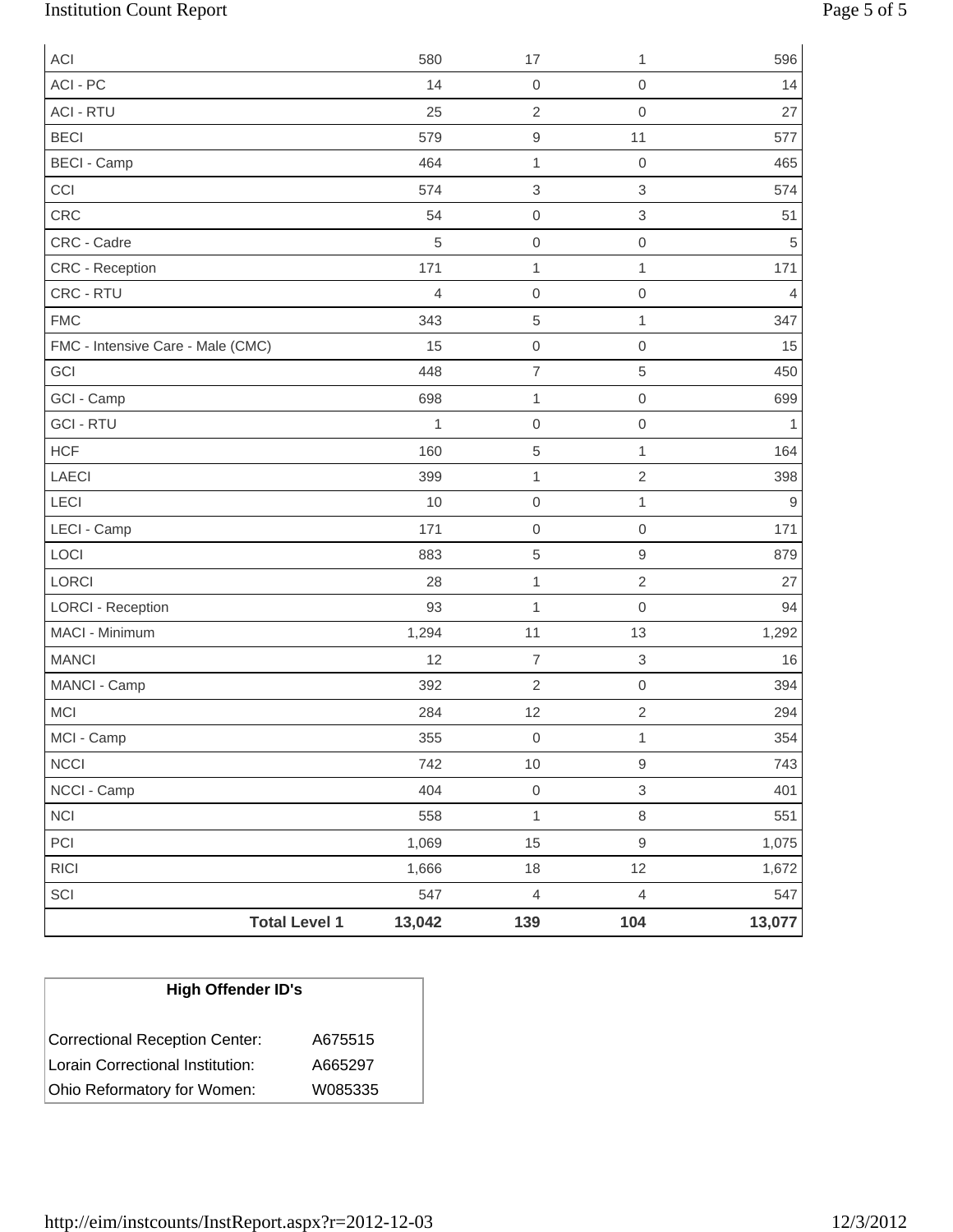| | | | | |
|---|---|---|---|---|
| ACI | 580 | 17 | 1 | 596 |
| ACI - PC | 14 | 0 | 0 | 14 |
| ACI - RTU | 25 | 2 | 0 | 27 |
| BECI | 579 | 9 | 11 | 577 |
| BECI - Camp | 464 | 1 | 0 | 465 |
| CCI | 574 | 3 | 3 | 574 |
| CRC | 54 | 0 | 3 | 51 |
| CRC - Cadre | 5 | 0 | 0 | 5 |
| CRC - Reception | 171 | 1 | 1 | 171 |
| CRC - RTU | 4 | 0 | 0 | 4 |
| FMC | 343 | 5 | 1 | 347 |
| FMC - Intensive Care - Male (CMC) | 15 | 0 | 0 | 15 |
| GCI | 448 | 7 | 5 | 450 |
| GCI - Camp | 698 | 1 | 0 | 699 |
| GCI - RTU | 1 | 0 | 0 | 1 |
| HCF | 160 | 5 | 1 | 164 |
| LAECI | 399 | 1 | 2 | 398 |
| LECI | 10 | 0 | 1 | 9 |
| LECI - Camp | 171 | 0 | 0 | 171 |
| LOCI | 883 | 5 | 9 | 879 |
| LORCI | 28 | 1 | 2 | 27 |
| LORCI - Reception | 93 | 1 | 0 | 94 |
| MACI - Minimum | 1,294 | 11 | 13 | 1,292 |
| MANCI | 12 | 7 | 3 | 16 |
| MANCI - Camp | 392 | 2 | 0 | 394 |
| MCI | 284 | 12 | 2 | 294 |
| MCI - Camp | 355 | 0 | 1 | 354 |
| NCCI | 742 | 10 | 9 | 743 |
| NCCI - Camp | 404 | 0 | 3 | 401 |
| NCI | 558 | 1 | 8 | 551 |
| PCI | 1,069 | 15 | 9 | 1,075 |
| RICI | 1,666 | 18 | 12 | 1,672 |
| SCI | 547 | 4 | 4 | 547 |
| **Total Level 1** | **13,042** | **139** | **104** | **13,077** |

| High Offender ID's | |
|---|---|
| Correctional Reception Center: | A675515 |
| Lorain Correctional Institution: | A665297 |
| Ohio Reformatory for Women: | W085335 |